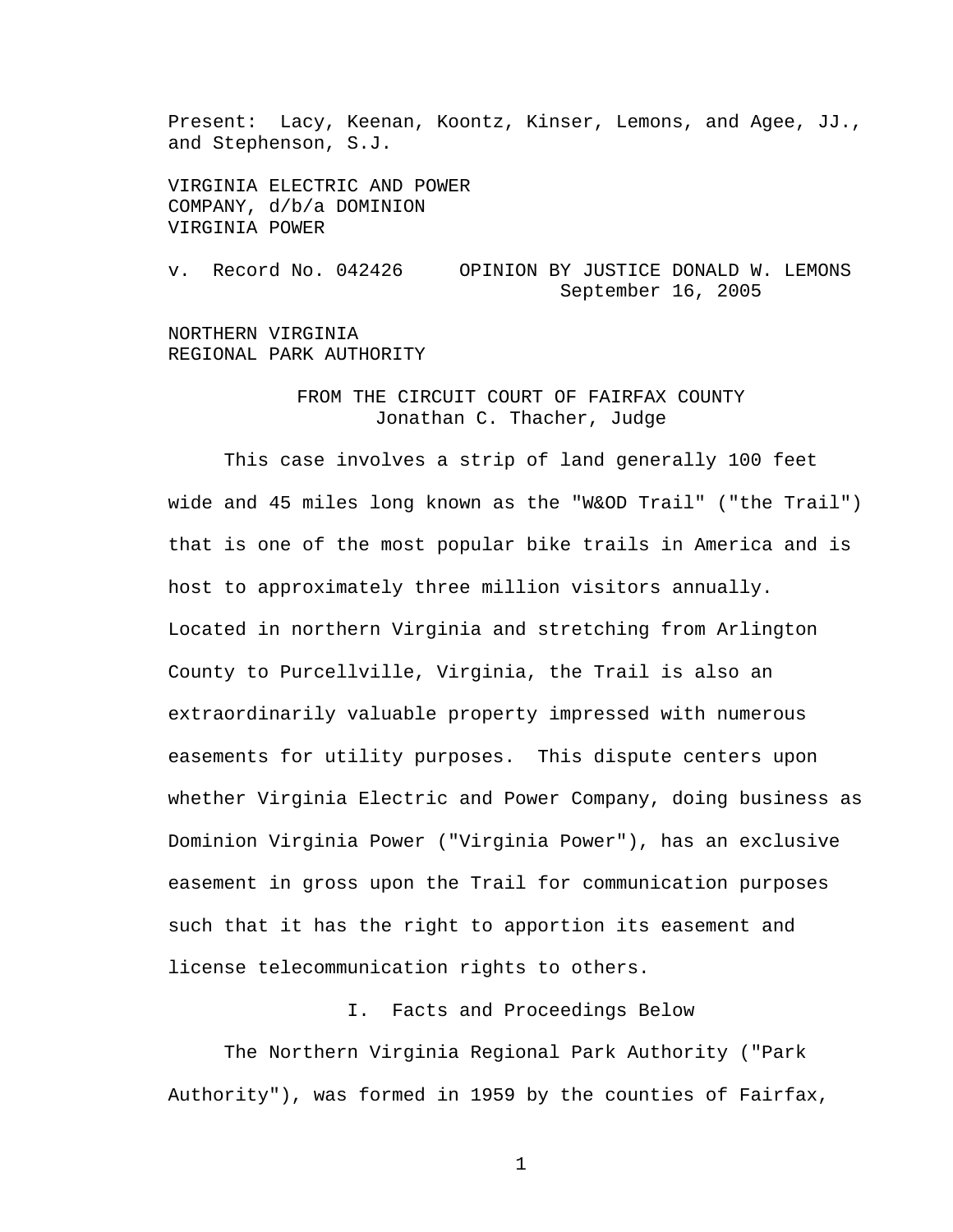Present: Lacy, Keenan, Koontz, Kinser, Lemons, and Agee, JJ., and Stephenson, S.J.

VIRGINIA ELECTRIC AND POWER COMPANY, d/b/a DOMINION VIRGINIA POWER

v. Record No. 042426 OPINION BY JUSTICE DONALD W. LEMONS
September 16, 2005

NORTHERN VIRGINIA REGIONAL PARK AUTHORITY

FROM THE CIRCUIT COURT OF FAIRFAX COUNTY
Jonathan C. Thacher, Judge

This case involves a strip of land generally 100 feet wide and 45 miles long known as the "W&OD Trail" ("the Trail") that is one of the most popular bike trails in America and is host to approximately three million visitors annually. Located in northern Virginia and stretching from Arlington County to Purcellville, Virginia, the Trail is also an extraordinarily valuable property impressed with numerous easements for utility purposes. This dispute centers upon whether Virginia Electric and Power Company, doing business as Dominion Virginia Power ("Virginia Power"), has an exclusive easement in gross upon the Trail for communication purposes such that it has the right to apportion its easement and license telecommunication rights to others.

## I. Facts and Proceedings Below

The Northern Virginia Regional Park Authority ("Park Authority"), was formed in 1959 by the counties of Fairfax,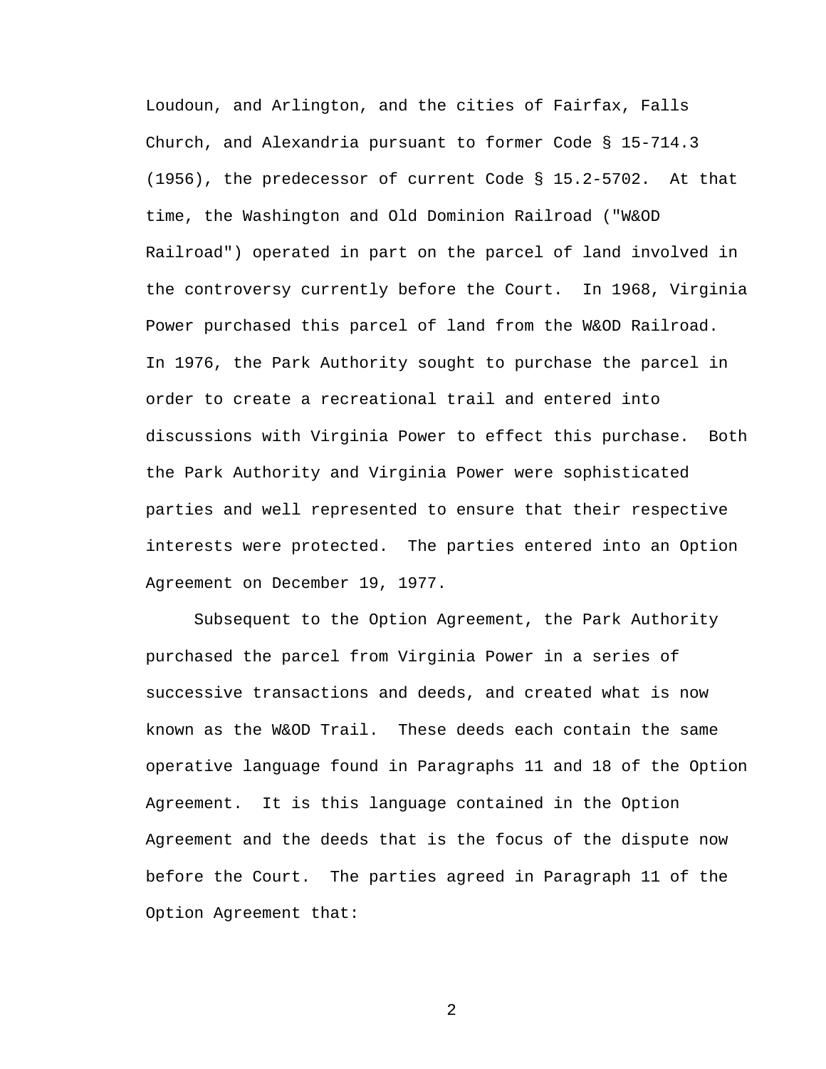Loudoun, and Arlington, and the cities of Fairfax, Falls Church, and Alexandria pursuant to former Code § 15-714.3 (1956), the predecessor of current Code § 15.2-5702. At that time, the Washington and Old Dominion Railroad ("W&OD Railroad") operated in part on the parcel of land involved in the controversy currently before the Court. In 1968, Virginia Power purchased this parcel of land from the W&OD Railroad. In 1976, the Park Authority sought to purchase the parcel in order to create a recreational trail and entered into discussions with Virginia Power to effect this purchase. Both the Park Authority and Virginia Power were sophisticated parties and well represented to ensure that their respective interests were protected. The parties entered into an Option Agreement on December 19, 1977.

Subsequent to the Option Agreement, the Park Authority purchased the parcel from Virginia Power in a series of successive transactions and deeds, and created what is now known as the W&OD Trail. These deeds each contain the same operative language found in Paragraphs 11 and 18 of the Option Agreement. It is this language contained in the Option Agreement and the deeds that is the focus of the dispute now before the Court. The parties agreed in Paragraph 11 of the Option Agreement that: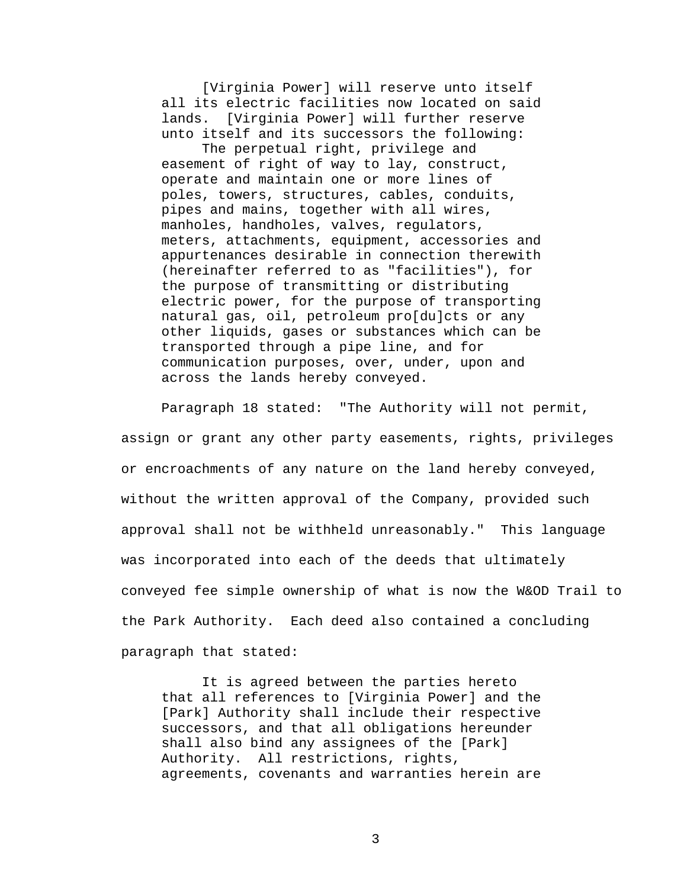> [Virginia Power] will reserve unto itself all its electric facilities now located on said lands. [Virginia Power] will further reserve unto itself and its successors the following:
>
> The perpetual right, privilege and easement of right of way to lay, construct, operate and maintain one or more lines of poles, towers, structures, cables, conduits, pipes and mains, together with all wires, manholes, handholes, valves, regulators, meters, attachments, equipment, accessories and appurtenances desirable in connection therewith (hereinafter referred to as "facilities"), for the purpose of transmitting or distributing electric power, for the purpose of transporting natural gas, oil, petroleum pro[du]cts or any other liquids, gases or substances which can be transported through a pipe line, and for communication purposes, over, under, upon and across the lands hereby conveyed.

Paragraph 18 stated: "The Authority will not permit, assign or grant any other party easements, rights, privileges or encroachments of any nature on the land hereby conveyed, without the written approval of the Company, provided such approval shall not be withheld unreasonably." This language was incorporated into each of the deeds that ultimately conveyed fee simple ownership of what is now the W&OD Trail to the Park Authority. Each deed also contained a concluding paragraph that stated:

> It is agreed between the parties hereto that all references to [Virginia Power] and the [Park] Authority shall include their respective successors, and that all obligations hereunder shall also bind any assignees of the [Park] Authority. All restrictions, rights, agreements, covenants and warranties herein are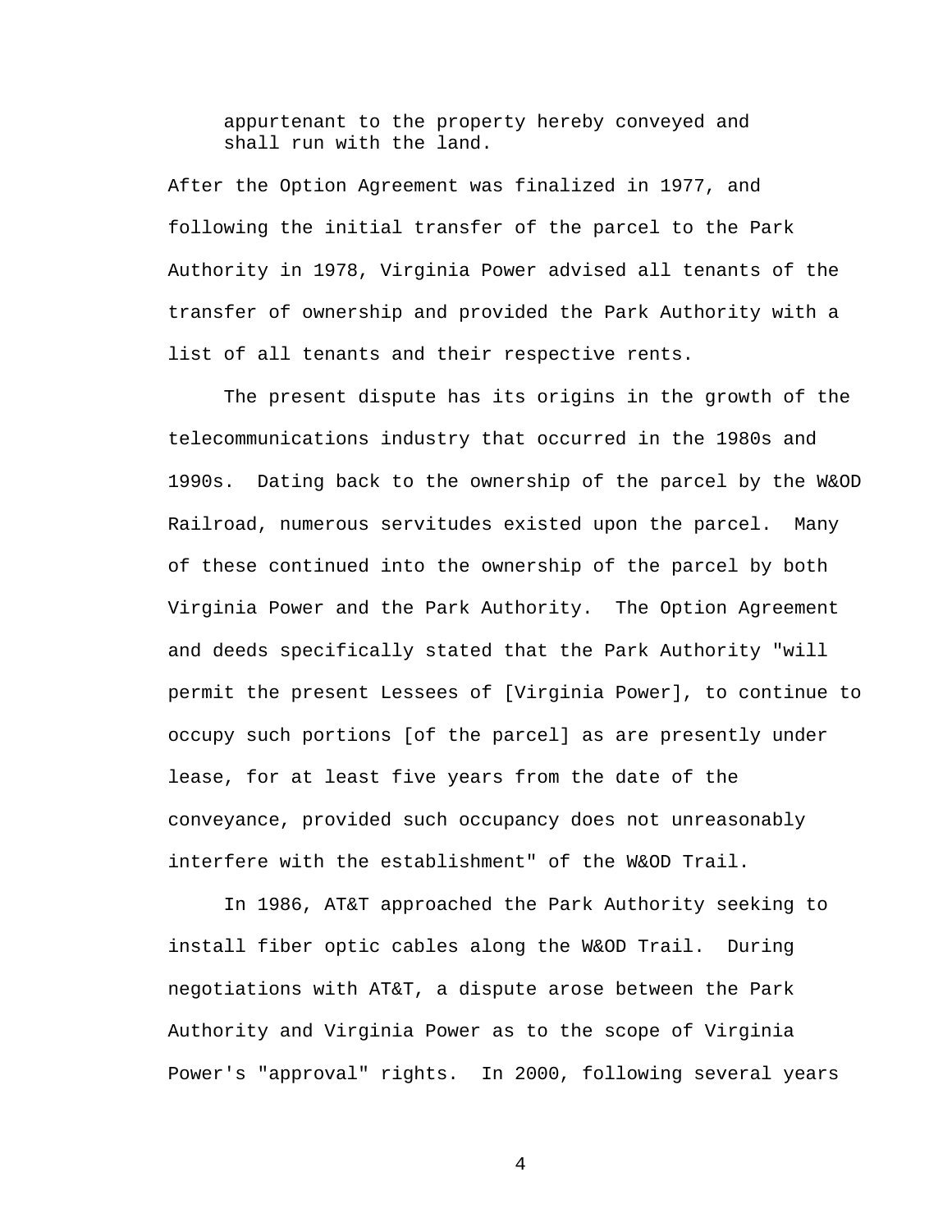> appurtenant to the property hereby conveyed and shall run with the land.

After the Option Agreement was finalized in 1977, and following the initial transfer of the parcel to the Park Authority in 1978, Virginia Power advised all tenants of the transfer of ownership and provided the Park Authority with a list of all tenants and their respective rents.

The present dispute has its origins in the growth of the telecommunications industry that occurred in the 1980s and 1990s. Dating back to the ownership of the parcel by the W&OD Railroad, numerous servitudes existed upon the parcel. Many of these continued into the ownership of the parcel by both Virginia Power and the Park Authority. The Option Agreement and deeds specifically stated that the Park Authority "will permit the present Lessees of [Virginia Power], to continue to occupy such portions [of the parcel] as are presently under lease, for at least five years from the date of the conveyance, provided such occupancy does not unreasonably interfere with the establishment" of the W&OD Trail.

In 1986, AT&T approached the Park Authority seeking to install fiber optic cables along the W&OD Trail. During negotiations with AT&T, a dispute arose between the Park Authority and Virginia Power as to the scope of Virginia Power's "approval" rights. In 2000, following several years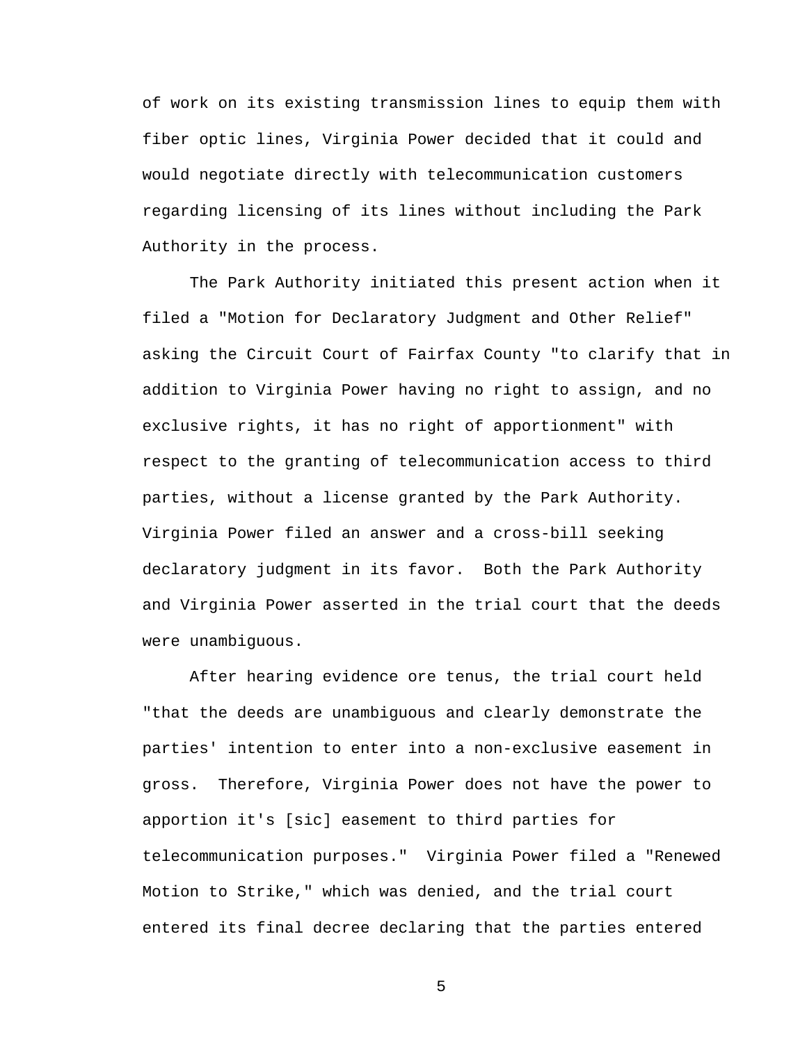of work on its existing transmission lines to equip them with fiber optic lines, Virginia Power decided that it could and would negotiate directly with telecommunication customers regarding licensing of its lines without including the Park Authority in the process.

The Park Authority initiated this present action when it filed a "Motion for Declaratory Judgment and Other Relief" asking the Circuit Court of Fairfax County "to clarify that in addition to Virginia Power having no right to assign, and no exclusive rights, it has no right of apportionment" with respect to the granting of telecommunication access to third parties, without a license granted by the Park Authority. Virginia Power filed an answer and a cross-bill seeking declaratory judgment in its favor. Both the Park Authority and Virginia Power asserted in the trial court that the deeds were unambiguous.

After hearing evidence ore tenus, the trial court held "that the deeds are unambiguous and clearly demonstrate the parties' intention to enter into a non-exclusive easement in gross. Therefore, Virginia Power does not have the power to apportion it's [sic] easement to third parties for telecommunication purposes." Virginia Power filed a "Renewed Motion to Strike," which was denied, and the trial court entered its final decree declaring that the parties entered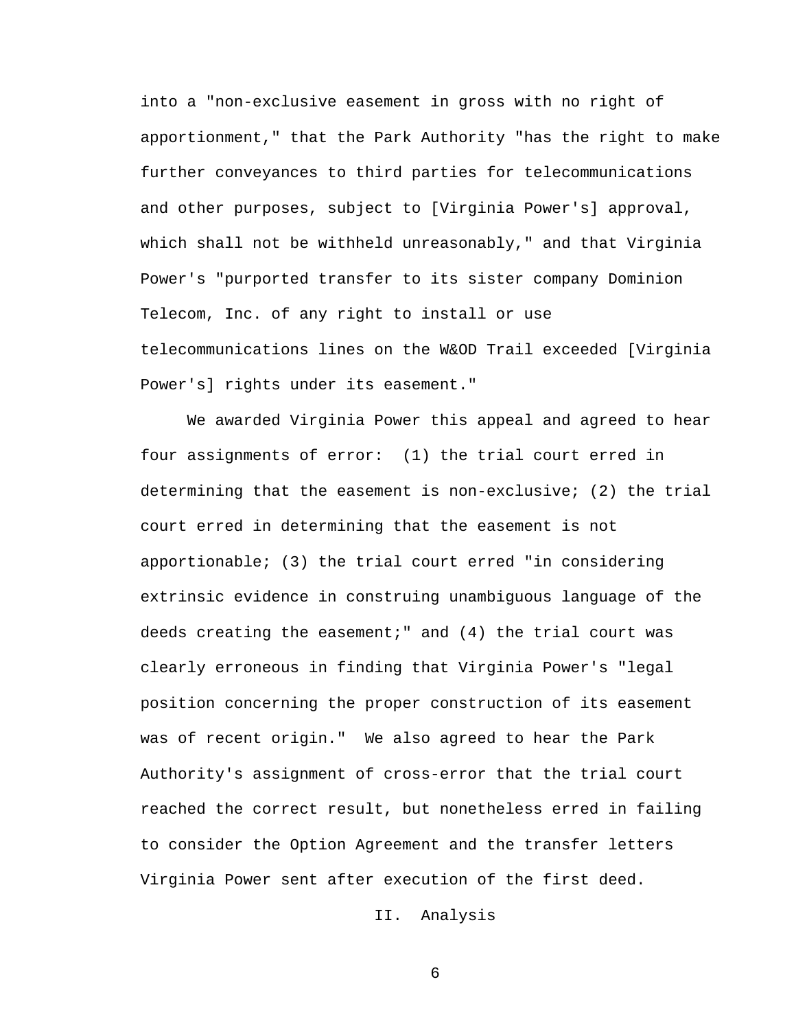into a "non-exclusive easement in gross with no right of apportionment," that the Park Authority "has the right to make further conveyances to third parties for telecommunications and other purposes, subject to [Virginia Power's] approval, which shall not be withheld unreasonably," and that Virginia Power's "purported transfer to its sister company Dominion Telecom, Inc. of any right to install or use telecommunications lines on the W&OD Trail exceeded [Virginia Power's] rights under its easement."

We awarded Virginia Power this appeal and agreed to hear four assignments of error: (1) the trial court erred in determining that the easement is non-exclusive; (2) the trial court erred in determining that the easement is not apportionable; (3) the trial court erred "in considering extrinsic evidence in construing unambiguous language of the deeds creating the easement;" and (4) the trial court was clearly erroneous in finding that Virginia Power's "legal position concerning the proper construction of its easement was of recent origin." We also agreed to hear the Park Authority's assignment of cross-error that the trial court reached the correct result, but nonetheless erred in failing to consider the Option Agreement and the transfer letters Virginia Power sent after execution of the first deed.

## II. Analysis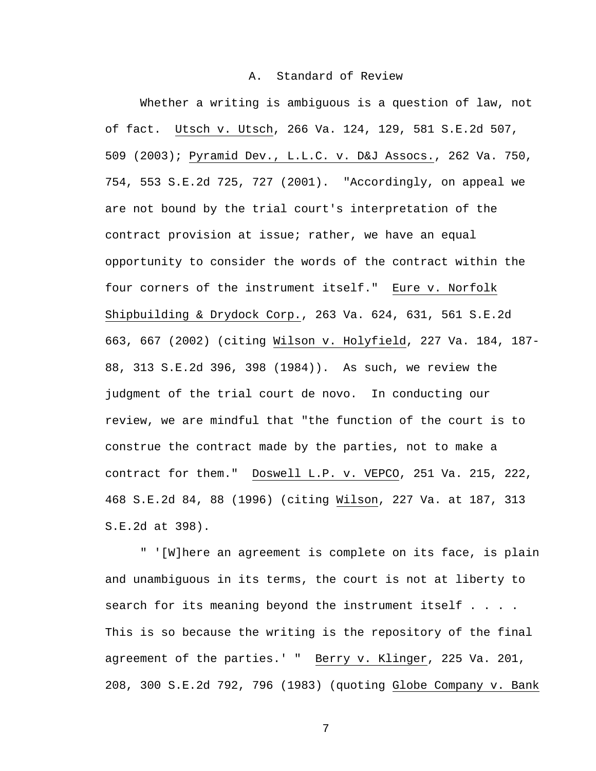### A. Standard of Review

Whether a writing is ambiguous is a question of law, not of fact. Utsch v. Utsch, 266 Va. 124, 129, 581 S.E.2d 507, 509 (2003); Pyramid Dev., L.L.C. v. D&J Assocs., 262 Va. 750, 754, 553 S.E.2d 725, 727 (2001). "Accordingly, on appeal we are not bound by the trial court's interpretation of the contract provision at issue; rather, we have an equal opportunity to consider the words of the contract within the four corners of the instrument itself." Eure v. Norfolk Shipbuilding & Drydock Corp., 263 Va. 624, 631, 561 S.E.2d 663, 667 (2002) (citing Wilson v. Holyfield, 227 Va. 184, 187-88, 313 S.E.2d 396, 398 (1984)). As such, we review the judgment of the trial court de novo. In conducting our review, we are mindful that "the function of the court is to construe the contract made by the parties, not to make a contract for them." Doswell L.P. v. VEPCO, 251 Va. 215, 222, 468 S.E.2d 84, 88 (1996) (citing Wilson, 227 Va. at 187, 313 S.E.2d at 398).

" '[W]here an agreement is complete on its face, is plain and unambiguous in its terms, the court is not at liberty to search for its meaning beyond the instrument itself . . . . This is so because the writing is the repository of the final agreement of the parties.' " Berry v. Klinger, 225 Va. 201, 208, 300 S.E.2d 792, 796 (1983) (quoting Globe Company v. Bank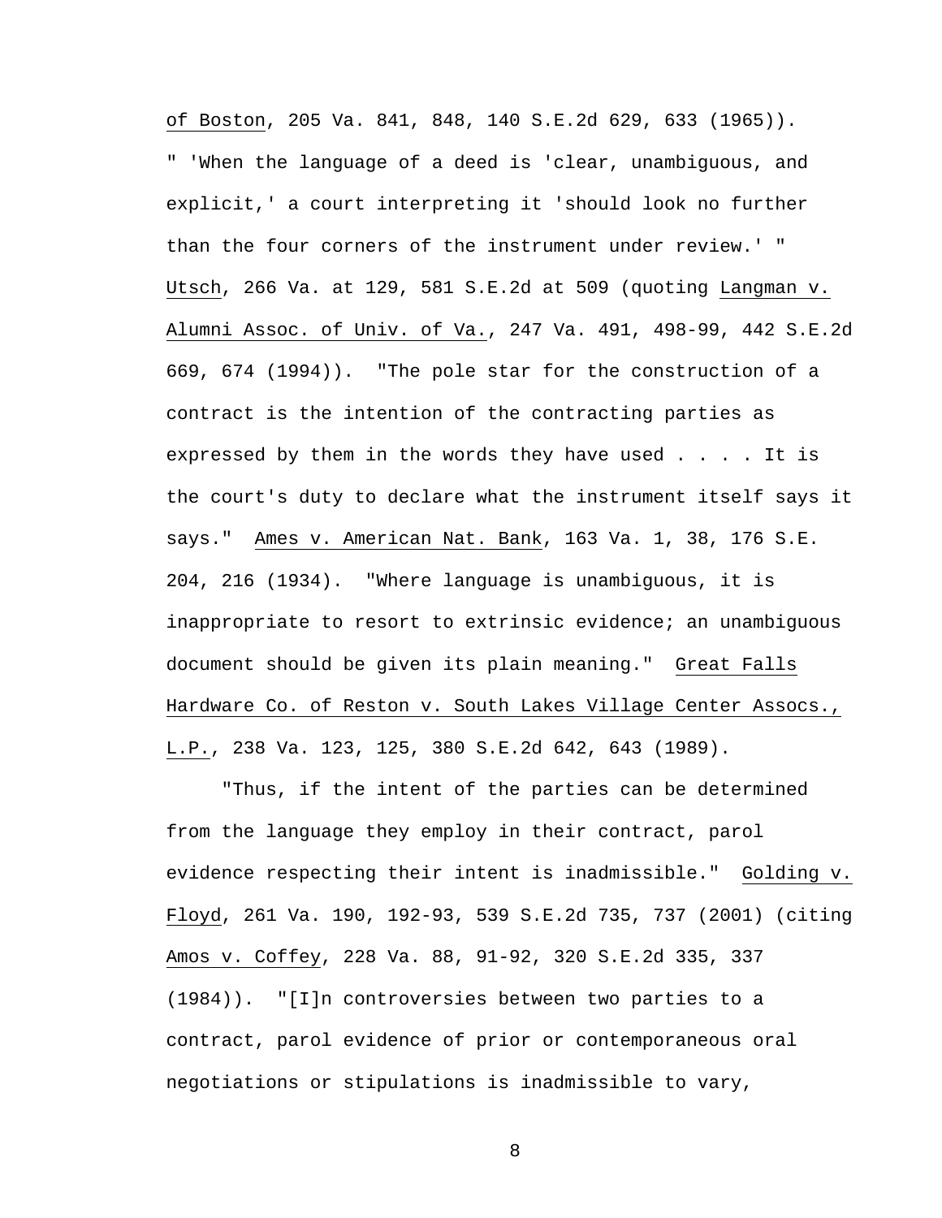of Boston, 205 Va. 841, 848, 140 S.E.2d 629, 633 (1965)). " 'When the language of a deed is 'clear, unambiguous, and explicit,' a court interpreting it 'should look no further than the four corners of the instrument under review.' " Utsch, 266 Va. at 129, 581 S.E.2d at 509 (quoting Langman v. Alumni Assoc. of Univ. of Va., 247 Va. 491, 498-99, 442 S.E.2d 669, 674 (1994)). "The pole star for the construction of a contract is the intention of the contracting parties as expressed by them in the words they have used . . . . It is the court's duty to declare what the instrument itself says it says." Ames v. American Nat. Bank, 163 Va. 1, 38, 176 S.E. 204, 216 (1934). "Where language is unambiguous, it is inappropriate to resort to extrinsic evidence; an unambiguous document should be given its plain meaning." Great Falls Hardware Co. of Reston v. South Lakes Village Center Assocs., L.P., 238 Va. 123, 125, 380 S.E.2d 642, 643 (1989).

"Thus, if the intent of the parties can be determined from the language they employ in their contract, parol evidence respecting their intent is inadmissible." Golding v. Floyd, 261 Va. 190, 192-93, 539 S.E.2d 735, 737 (2001) (citing Amos v. Coffey, 228 Va. 88, 91-92, 320 S.E.2d 335, 337 (1984)). "[I]n controversies between two parties to a contract, parol evidence of prior or contemporaneous oral negotiations or stipulations is inadmissible to vary,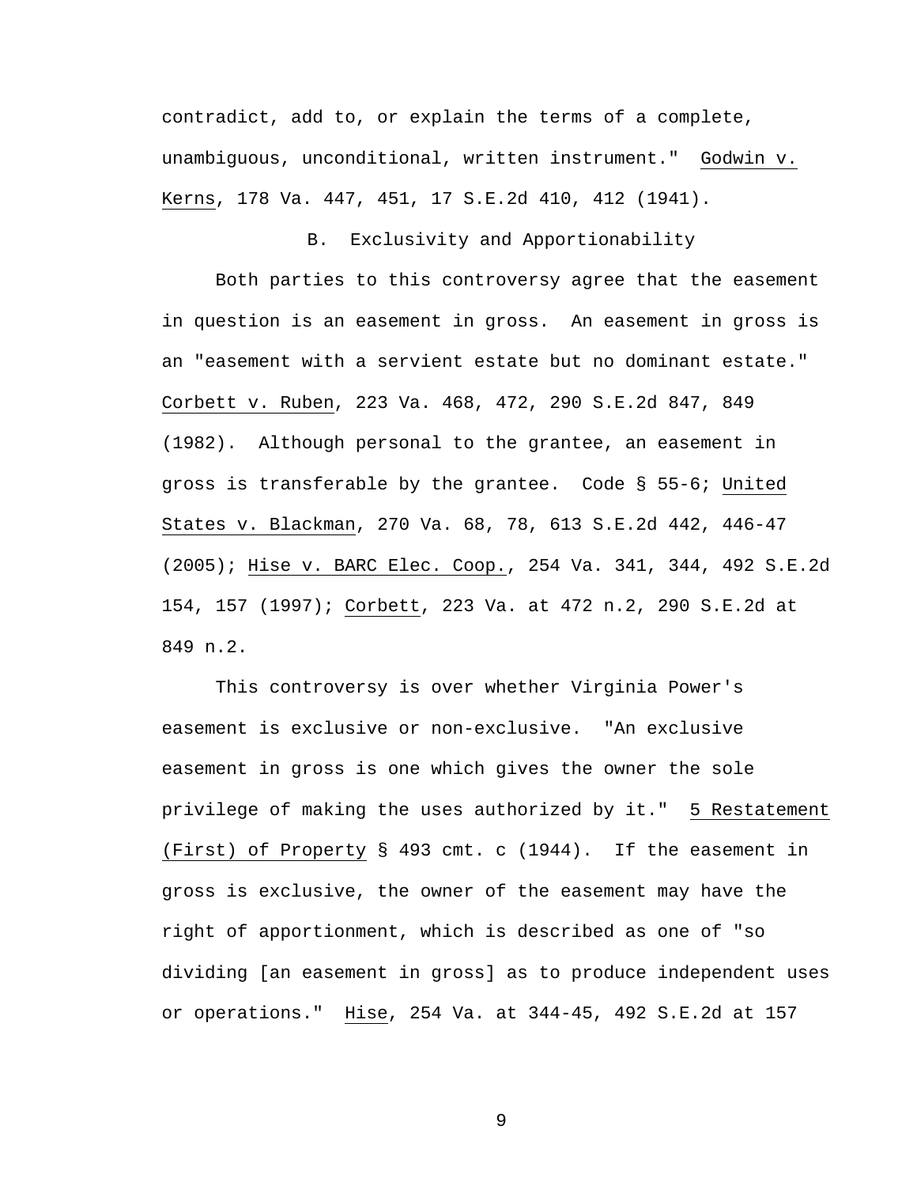contradict, add to, or explain the terms of a complete, unambiguous, unconditional, written instrument." Godwin v. Kerns, 178 Va. 447, 451, 17 S.E.2d 410, 412 (1941).

### B. Exclusivity and Apportionability

Both parties to this controversy agree that the easement in question is an easement in gross. An easement in gross is an "easement with a servient estate but no dominant estate." Corbett v. Ruben, 223 Va. 468, 472, 290 S.E.2d 847, 849 (1982). Although personal to the grantee, an easement in gross is transferable by the grantee. Code § 55-6; United States v. Blackman, 270 Va. 68, 78, 613 S.E.2d 442, 446-47 (2005); Hise v. BARC Elec. Coop., 254 Va. 341, 344, 492 S.E.2d 154, 157 (1997); Corbett, 223 Va. at 472 n.2, 290 S.E.2d at 849 n.2.

This controversy is over whether Virginia Power's easement is exclusive or non-exclusive. "An exclusive easement in gross is one which gives the owner the sole privilege of making the uses authorized by it." 5 Restatement (First) of Property § 493 cmt. c (1944). If the easement in gross is exclusive, the owner of the easement may have the right of apportionment, which is described as one of "so dividing [an easement in gross] as to produce independent uses or operations." Hise, 254 Va. at 344-45, 492 S.E.2d at 157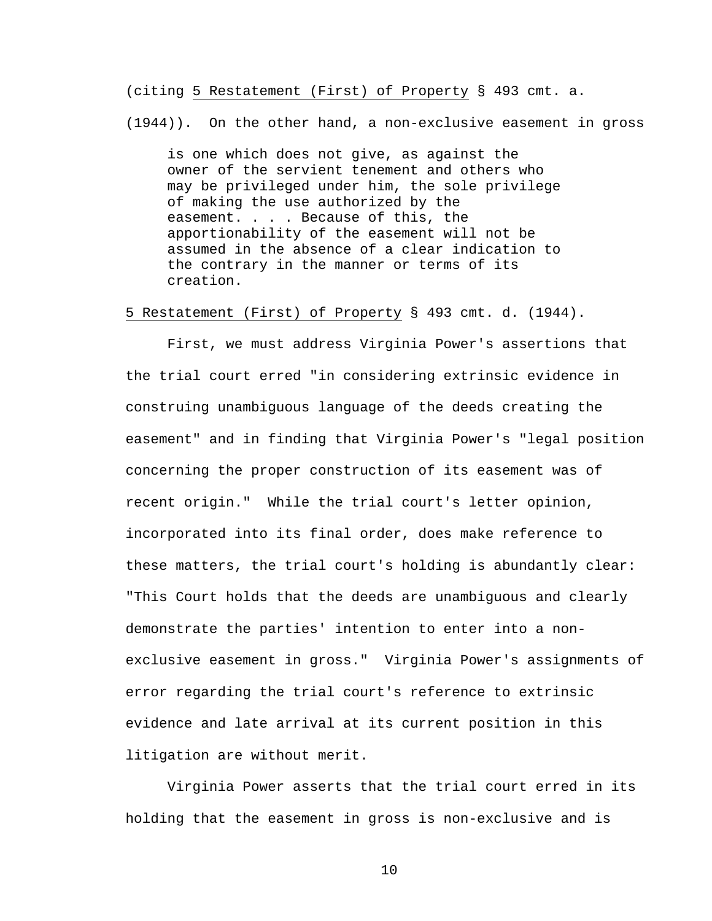(citing _5 Restatement (First) of Property_ § 493 cmt. a. (1944)). On the other hand, a non-exclusive easement in gross

> is one which does not give, as against the owner of the servient tenement and others who may be privileged under him, the sole privilege of making the use authorized by the easement. . . . Because of this, the apportionability of the easement will not be assumed in the absence of a clear indication to the contrary in the manner or terms of its creation.

_5 Restatement (First) of Property_ § 493 cmt. d. (1944).

First, we must address Virginia Power's assertions that the trial court erred "in considering extrinsic evidence in construing unambiguous language of the deeds creating the easement" and in finding that Virginia Power's "legal position concerning the proper construction of its easement was of recent origin." While the trial court's letter opinion, incorporated into its final order, does make reference to these matters, the trial court's holding is abundantly clear: "This Court holds that the deeds are unambiguous and clearly demonstrate the parties' intention to enter into a non-exclusive easement in gross." Virginia Power's assignments of error regarding the trial court's reference to extrinsic evidence and late arrival at its current position in this litigation are without merit.

Virginia Power asserts that the trial court erred in its holding that the easement in gross is non-exclusive and is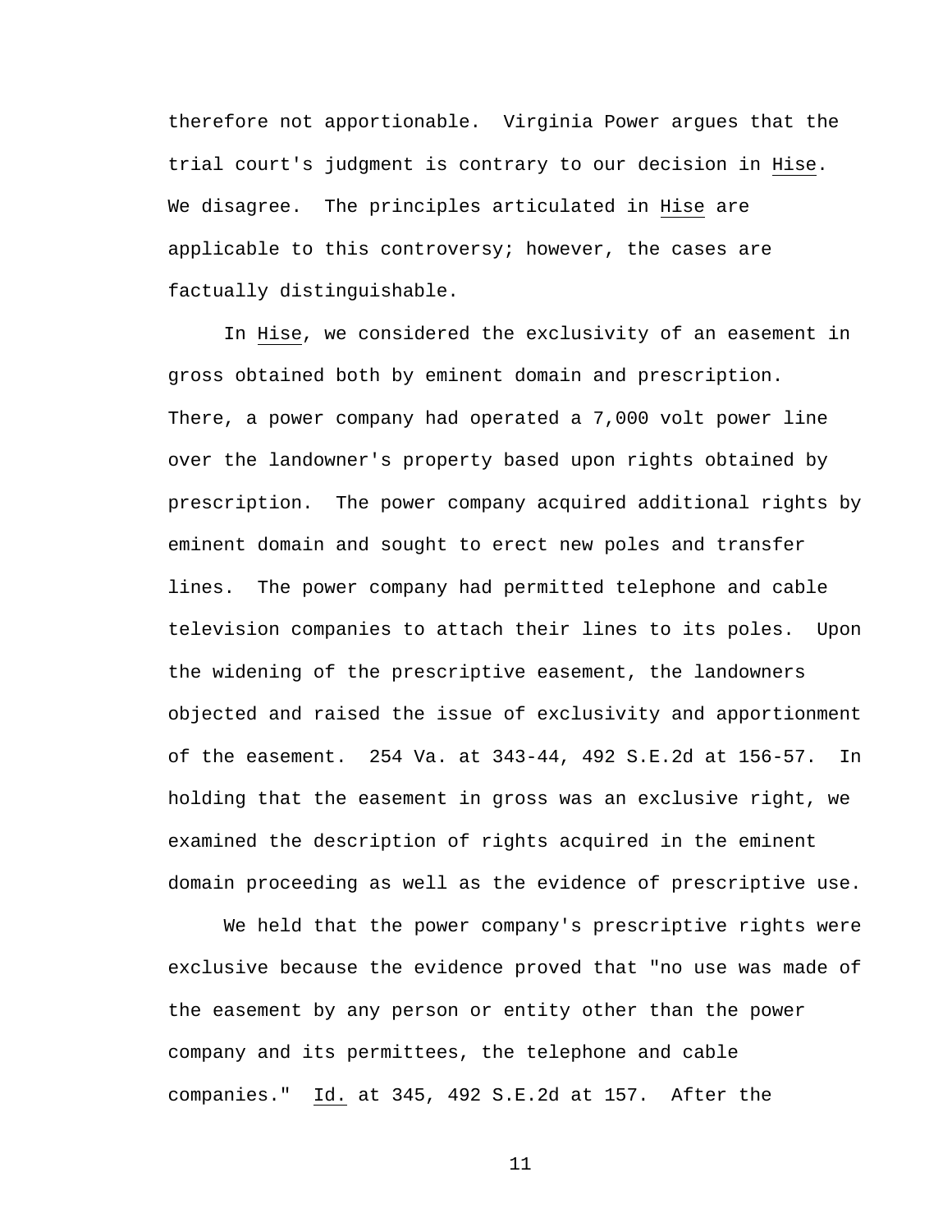therefore not apportionable. Virginia Power argues that the trial court's judgment is contrary to our decision in Hise. We disagree. The principles articulated in Hise are applicable to this controversy; however, the cases are factually distinguishable.

In Hise, we considered the exclusivity of an easement in gross obtained both by eminent domain and prescription. There, a power company had operated a 7,000 volt power line over the landowner's property based upon rights obtained by prescription. The power company acquired additional rights by eminent domain and sought to erect new poles and transfer lines. The power company had permitted telephone and cable television companies to attach their lines to its poles. Upon the widening of the prescriptive easement, the landowners objected and raised the issue of exclusivity and apportionment of the easement. 254 Va. at 343-44, 492 S.E.2d at 156-57. In holding that the easement in gross was an exclusive right, we examined the description of rights acquired in the eminent domain proceeding as well as the evidence of prescriptive use.

We held that the power company's prescriptive rights were exclusive because the evidence proved that "no use was made of the easement by any person or entity other than the power company and its permittees, the telephone and cable companies." Id. at 345, 492 S.E.2d at 157. After the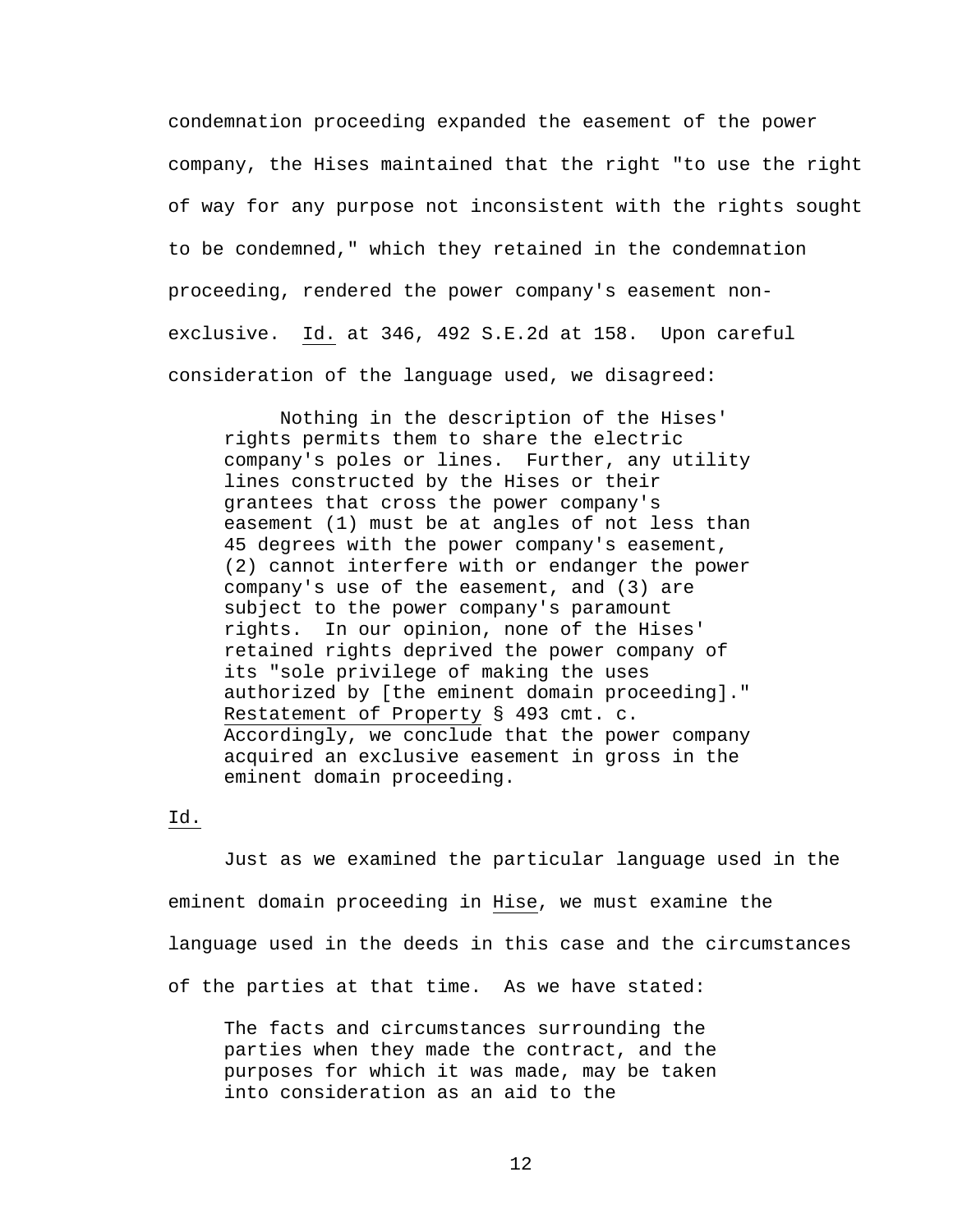condemnation proceeding expanded the easement of the power company, the Hises maintained that the right "to use the right of way for any purpose not inconsistent with the rights sought to be condemned," which they retained in the condemnation proceeding, rendered the power company's easement non-exclusive. Id. at 346, 492 S.E.2d at 158. Upon careful consideration of the language used, we disagreed:

> Nothing in the description of the Hises' rights permits them to share the electric company's poles or lines. Further, any utility lines constructed by the Hises or their grantees that cross the power company's easement (1) must be at angles of not less than 45 degrees with the power company's easement, (2) cannot interfere with or endanger the power company's use of the easement, and (3) are subject to the power company's paramount rights. In our opinion, none of the Hises' retained rights deprived the power company of its "sole privilege of making the uses authorized by [the eminent domain proceeding]." Restatement of Property § 493 cmt. c. Accordingly, we conclude that the power company acquired an exclusive easement in gross in the eminent domain proceeding.

Id.

Just as we examined the particular language used in the eminent domain proceeding in Hise, we must examine the language used in the deeds in this case and the circumstances of the parties at that time. As we have stated:

> The facts and circumstances surrounding the parties when they made the contract, and the purposes for which it was made, may be taken into consideration as an aid to the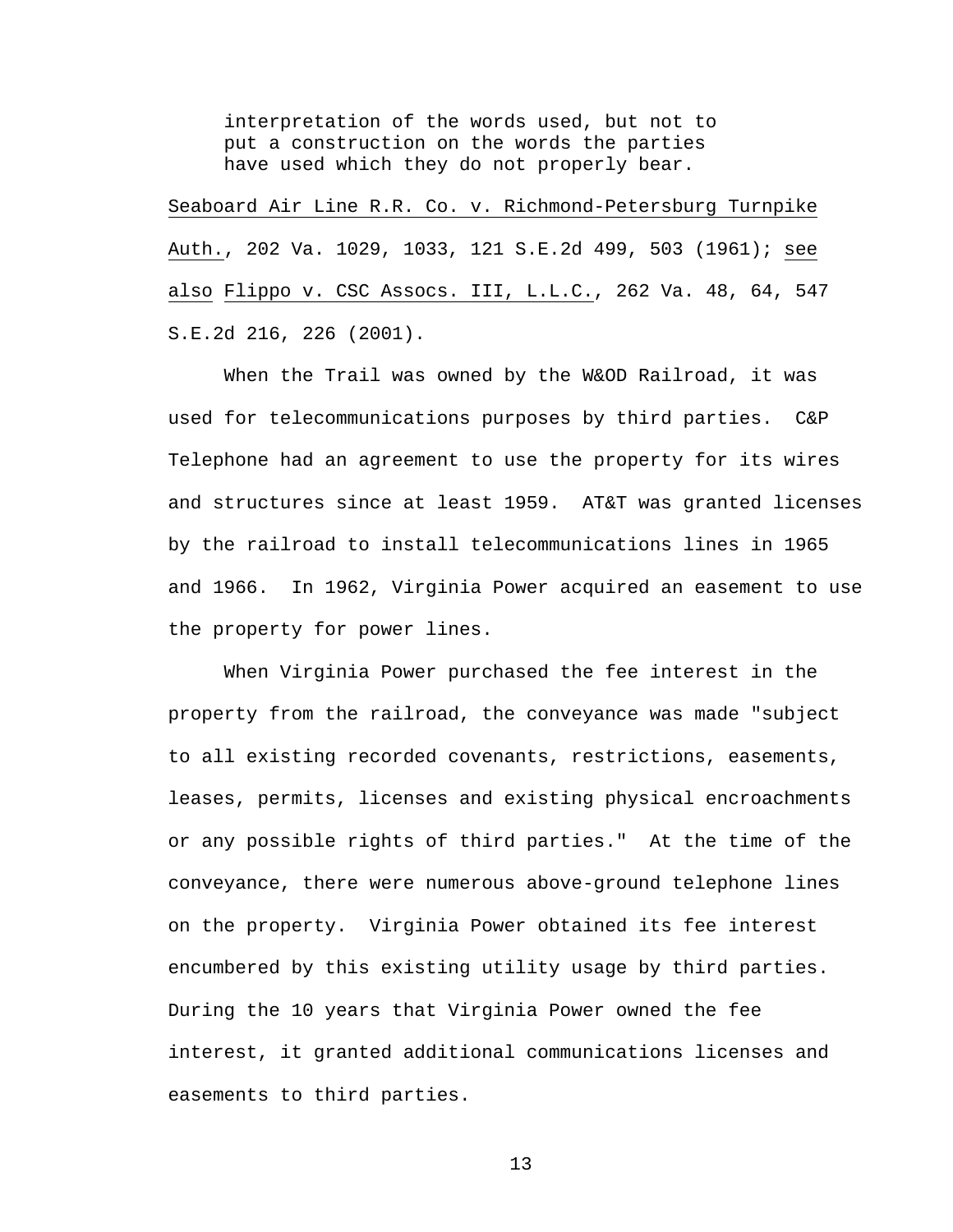> interpretation of the words used, but not to put a construction on the words the parties have used which they do not properly bear.

Seaboard Air Line R.R. Co. v. Richmond-Petersburg Turnpike Auth., 202 Va. 1029, 1033, 121 S.E.2d 499, 503 (1961); see also Flippo v. CSC Assocs. III, L.L.C., 262 Va. 48, 64, 547 S.E.2d 216, 226 (2001).

When the Trail was owned by the W&OD Railroad, it was used for telecommunications purposes by third parties. C&P Telephone had an agreement to use the property for its wires and structures since at least 1959. AT&T was granted licenses by the railroad to install telecommunications lines in 1965 and 1966. In 1962, Virginia Power acquired an easement to use the property for power lines.

When Virginia Power purchased the fee interest in the property from the railroad, the conveyance was made "subject to all existing recorded covenants, restrictions, easements, leases, permits, licenses and existing physical encroachments or any possible rights of third parties." At the time of the conveyance, there were numerous above-ground telephone lines on the property. Virginia Power obtained its fee interest encumbered by this existing utility usage by third parties. During the 10 years that Virginia Power owned the fee interest, it granted additional communications licenses and easements to third parties.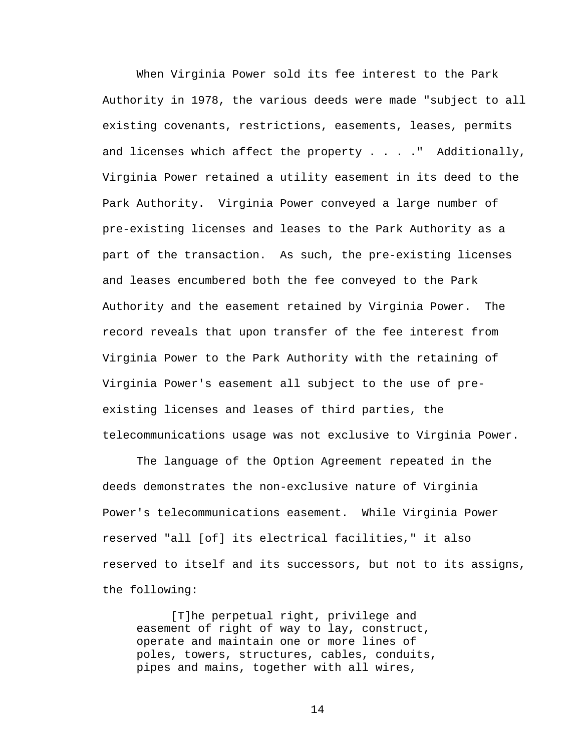When Virginia Power sold its fee interest to the Park Authority in 1978, the various deeds were made "subject to all existing covenants, restrictions, easements, leases, permits and licenses which affect the property . . . ." Additionally, Virginia Power retained a utility easement in its deed to the Park Authority. Virginia Power conveyed a large number of pre-existing licenses and leases to the Park Authority as a part of the transaction. As such, the pre-existing licenses and leases encumbered both the fee conveyed to the Park Authority and the easement retained by Virginia Power. The record reveals that upon transfer of the fee interest from Virginia Power to the Park Authority with the retaining of Virginia Power's easement all subject to the use of pre-existing licenses and leases of third parties, the telecommunications usage was not exclusive to Virginia Power.

The language of the Option Agreement repeated in the deeds demonstrates the non-exclusive nature of Virginia Power's telecommunications easement. While Virginia Power reserved "all [of] its electrical facilities," it also reserved to itself and its successors, but not to its assigns, the following:

> [T]he perpetual right, privilege and easement of right of way to lay, construct, operate and maintain one or more lines of poles, towers, structures, cables, conduits, pipes and mains, together with all wires,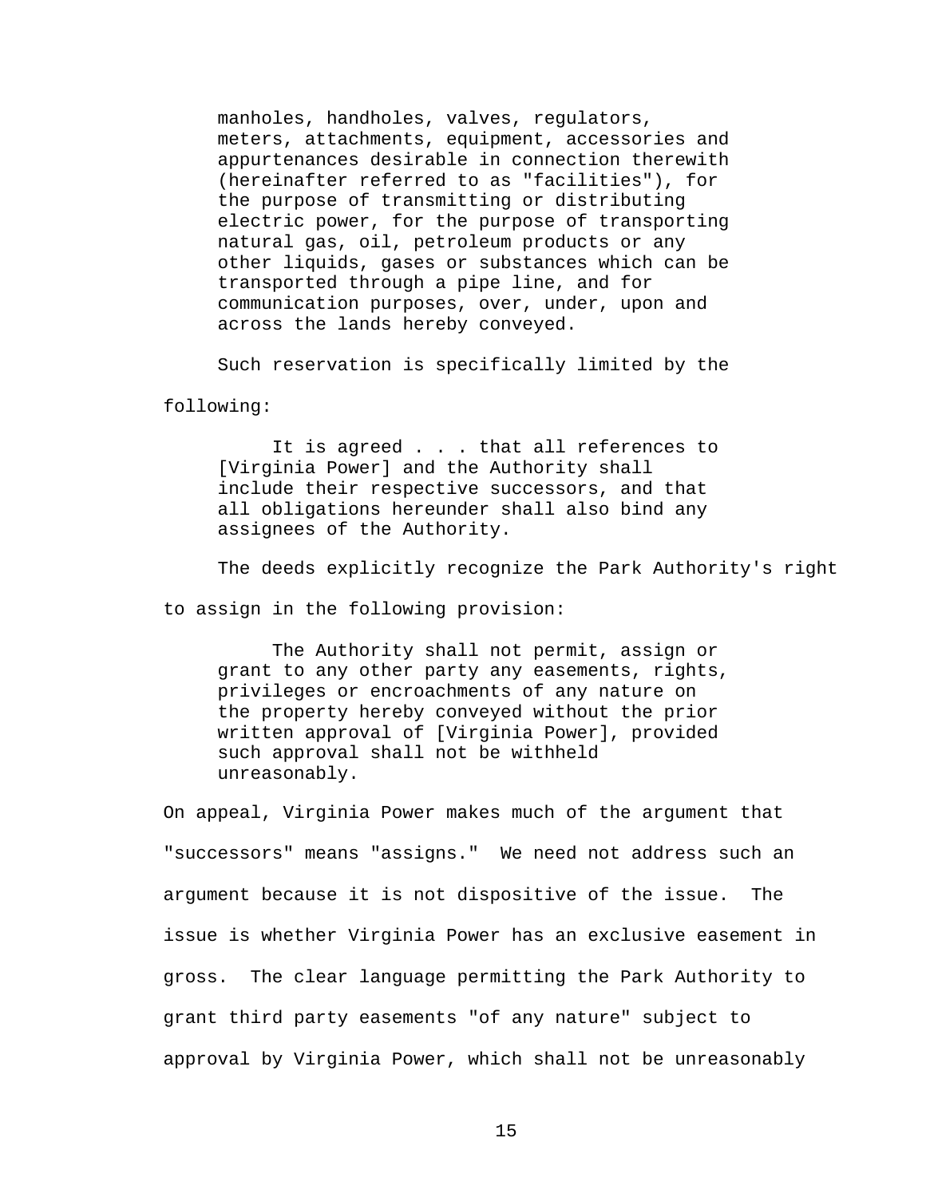> manholes, handholes, valves, regulators, meters, attachments, equipment, accessories and appurtenances desirable in connection therewith (hereinafter referred to as "facilities"), for the purpose of transmitting or distributing electric power, for the purpose of transporting natural gas, oil, petroleum products or any other liquids, gases or substances which can be transported through a pipe line, and for communication purposes, over, under, upon and across the lands hereby conveyed.

Such reservation is specifically limited by the following:

> It is agreed . . . that all references to [Virginia Power] and the Authority shall include their respective successors, and that all obligations hereunder shall also bind any assignees of the Authority.

The deeds explicitly recognize the Park Authority's right to assign in the following provision:

> The Authority shall not permit, assign or grant to any other party any easements, rights, privileges or encroachments of any nature on the property hereby conveyed without the prior written approval of [Virginia Power], provided such approval shall not be withheld unreasonably.

On appeal, Virginia Power makes much of the argument that "successors" means "assigns." We need not address such an argument because it is not dispositive of the issue. The issue is whether Virginia Power has an exclusive easement in gross. The clear language permitting the Park Authority to grant third party easements "of any nature" subject to approval by Virginia Power, which shall not be unreasonably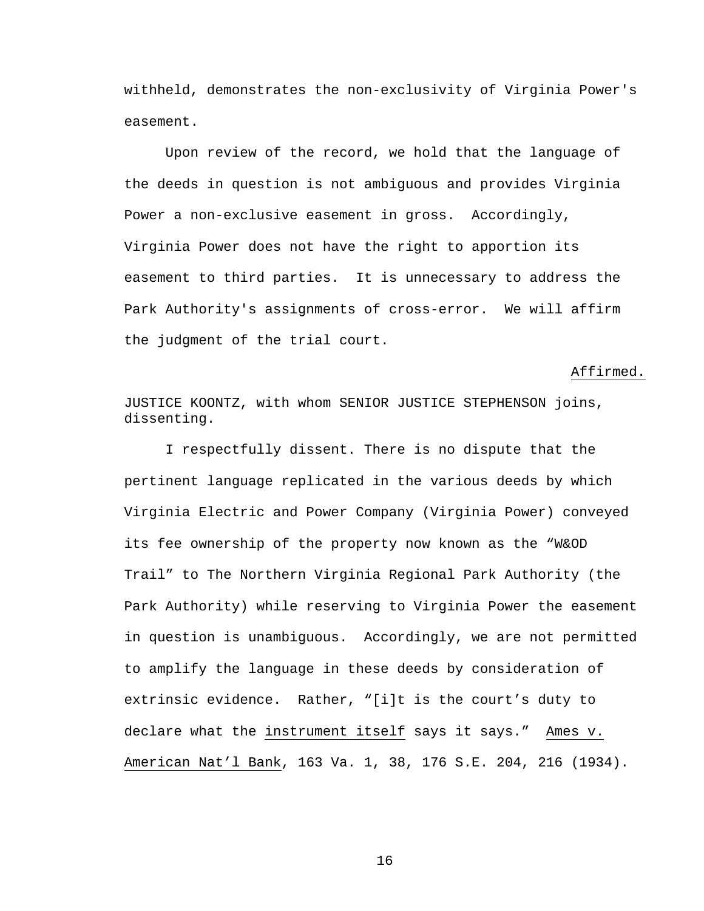withheld, demonstrates the non-exclusivity of Virginia Power's easement.

Upon review of the record, we hold that the language of the deeds in question is not ambiguous and provides Virginia Power a non-exclusive easement in gross. Accordingly, Virginia Power does not have the right to apportion its easement to third parties. It is unnecessary to address the Park Authority's assignments of cross-error. We will affirm the judgment of the trial court.

Affirmed.

JUSTICE KOONTZ, with whom SENIOR JUSTICE STEPHENSON joins, dissenting.

I respectfully dissent. There is no dispute that the pertinent language replicated in the various deeds by which Virginia Electric and Power Company (Virginia Power) conveyed its fee ownership of the property now known as the "W&OD Trail" to The Northern Virginia Regional Park Authority (the Park Authority) while reserving to Virginia Power the easement in question is unambiguous. Accordingly, we are not permitted to amplify the language in these deeds by consideration of extrinsic evidence. Rather, "[i]t is the court's duty to declare what the instrument itself says it says." Ames v. American Nat'l Bank, 163 Va. 1, 38, 176 S.E. 204, 216 (1934).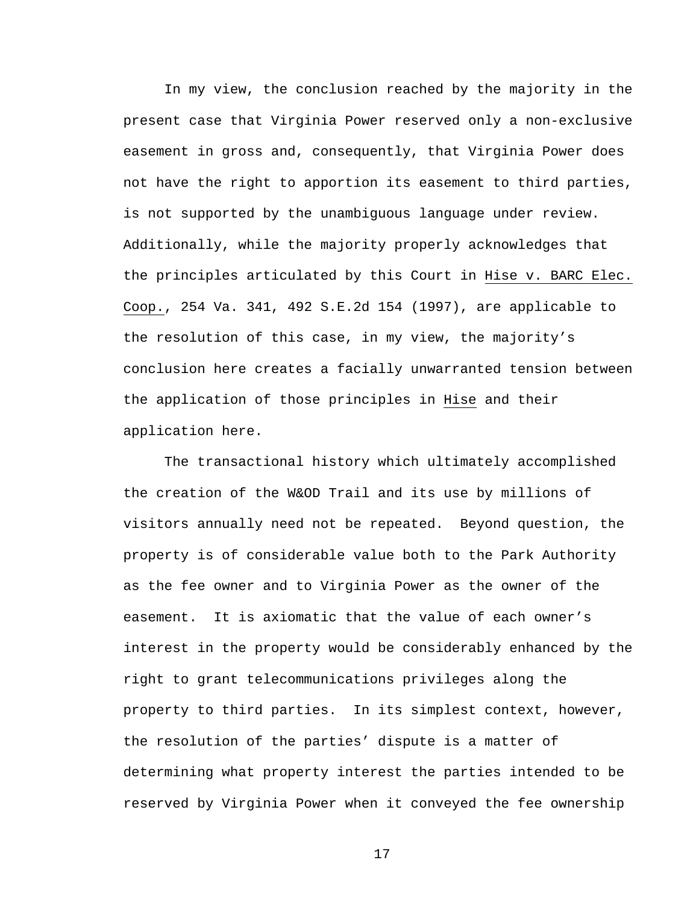In my view, the conclusion reached by the majority in the present case that Virginia Power reserved only a non-exclusive easement in gross and, consequently, that Virginia Power does not have the right to apportion its easement to third parties, is not supported by the unambiguous language under review. Additionally, while the majority properly acknowledges that the principles articulated by this Court in Hise v. BARC Elec. Coop., 254 Va. 341, 492 S.E.2d 154 (1997), are applicable to the resolution of this case, in my view, the majority's conclusion here creates a facially unwarranted tension between the application of those principles in Hise and their application here.

The transactional history which ultimately accomplished the creation of the W&OD Trail and its use by millions of visitors annually need not be repeated. Beyond question, the property is of considerable value both to the Park Authority as the fee owner and to Virginia Power as the owner of the easement. It is axiomatic that the value of each owner's interest in the property would be considerably enhanced by the right to grant telecommunications privileges along the property to third parties. In its simplest context, however, the resolution of the parties' dispute is a matter of determining what property interest the parties intended to be reserved by Virginia Power when it conveyed the fee ownership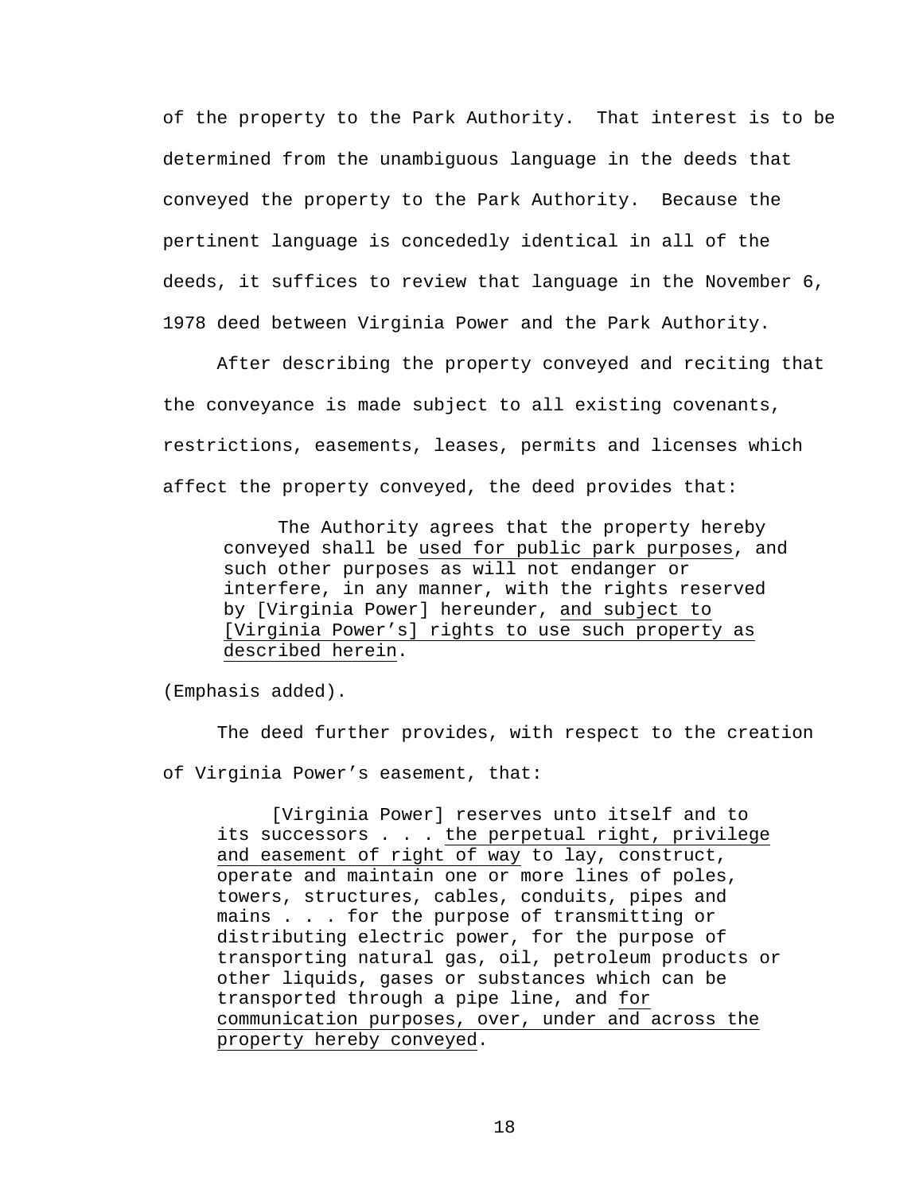of the property to the Park Authority. That interest is to be determined from the unambiguous language in the deeds that conveyed the property to the Park Authority. Because the pertinent language is concededly identical in all of the deeds, it suffices to review that language in the November 6, 1978 deed between Virginia Power and the Park Authority.

After describing the property conveyed and reciting that the conveyance is made subject to all existing covenants, restrictions, easements, leases, permits and licenses which affect the property conveyed, the deed provides that:

> The Authority agrees that the property hereby conveyed shall be <u>used for public park purposes</u>, and such other purposes as will not endanger or interfere, in any manner, with the rights reserved by [Virginia Power] hereunder, <u>and subject to [Virginia Power's] rights to use such property as described herein</u>.

(Emphasis added).

The deed further provides, with respect to the creation of Virginia Power's easement, that:

> [Virginia Power] reserves unto itself and to its successors . . . <u>the perpetual right, privilege and easement of right of way</u> to lay, construct, operate and maintain one or more lines of poles, towers, structures, cables, conduits, pipes and mains . . . for the purpose of transmitting or distributing electric power, for the purpose of transporting natural gas, oil, petroleum products or other liquids, gases or substances which can be transported through a pipe line, and <u>for communication purposes, over, under and across the property hereby conveyed</u>.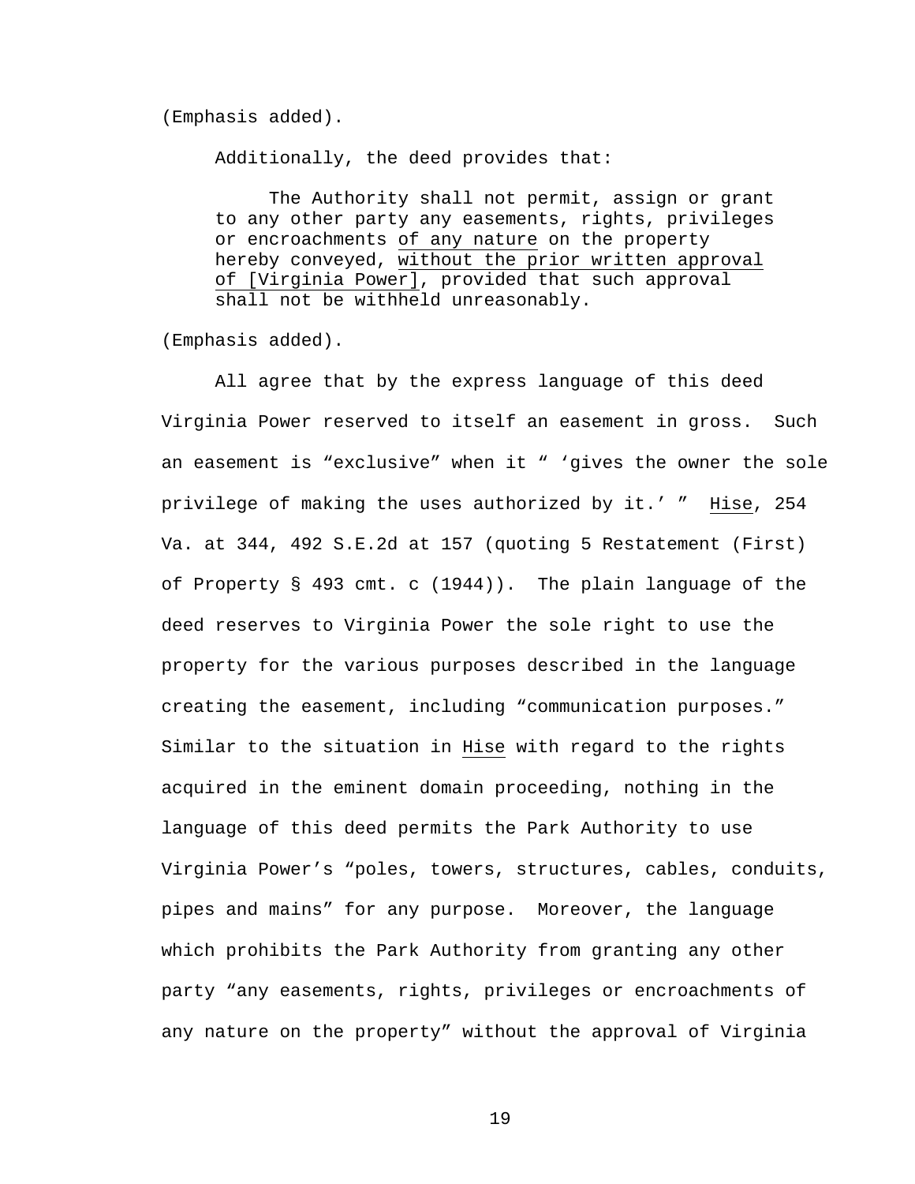(Emphasis added).

Additionally, the deed provides that:

> The Authority shall not permit, assign or grant to any other party any easements, rights, privileges or encroachments <u>of any nature</u> on the property hereby conveyed, <u>without the prior written approval of [Virginia Power]</u>, provided that such approval shall not be withheld unreasonably.

(Emphasis added).

All agree that by the express language of this deed Virginia Power reserved to itself an easement in gross. Such an easement is "exclusive" when it " 'gives the owner the sole privilege of making the uses authorized by it.' " <u>Hise</u>, 254 Va. at 344, 492 S.E.2d at 157 (quoting 5 Restatement (First) of Property § 493 cmt. c (1944)). The plain language of the deed reserves to Virginia Power the sole right to use the property for the various purposes described in the language creating the easement, including "communication purposes." Similar to the situation in <u>Hise</u> with regard to the rights acquired in the eminent domain proceeding, nothing in the language of this deed permits the Park Authority to use Virginia Power's "poles, towers, structures, cables, conduits, pipes and mains" for any purpose. Moreover, the language which prohibits the Park Authority from granting any other party "any easements, rights, privileges or encroachments of any nature on the property" without the approval of Virginia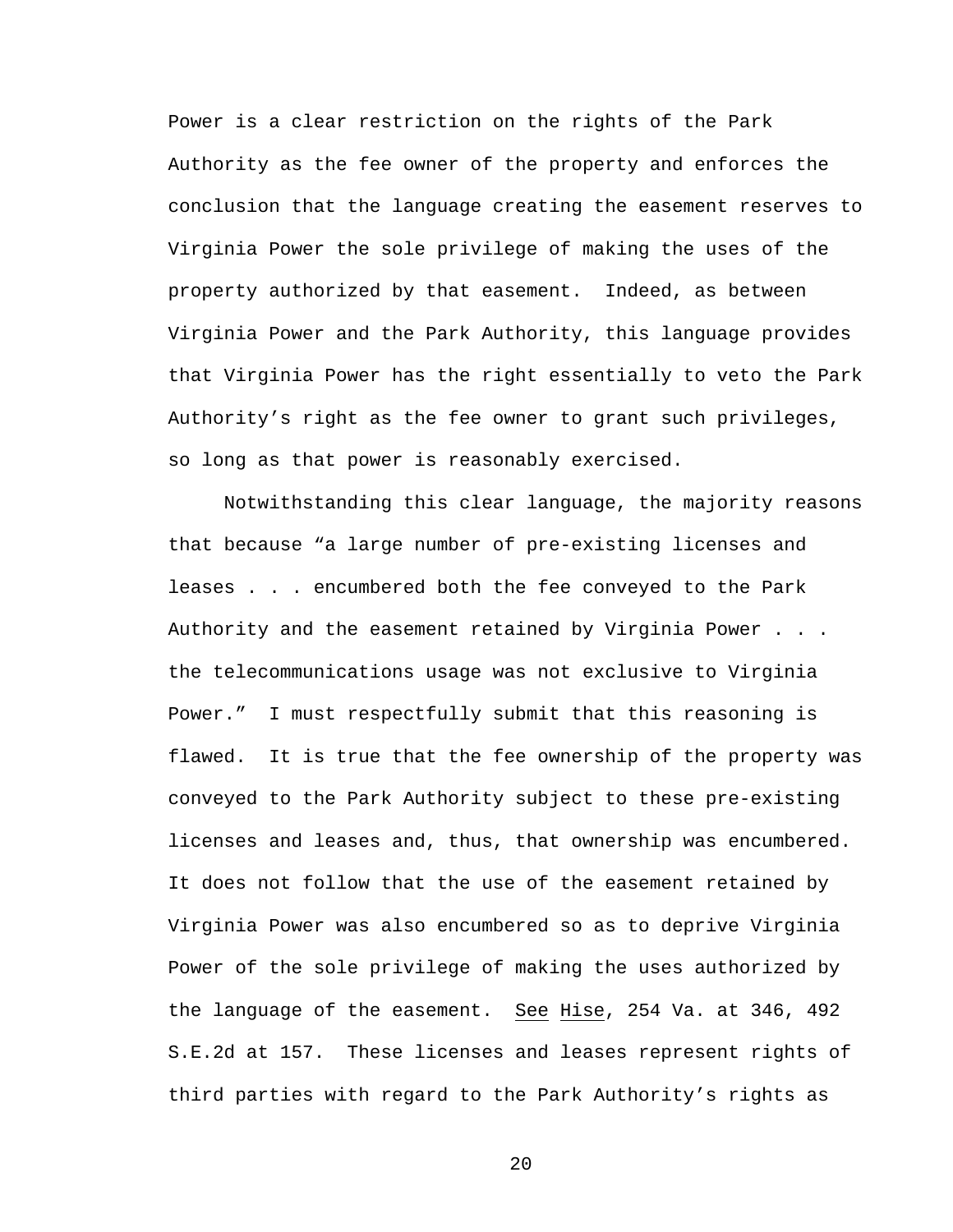Power is a clear restriction on the rights of the Park Authority as the fee owner of the property and enforces the conclusion that the language creating the easement reserves to Virginia Power the sole privilege of making the uses of the property authorized by that easement. Indeed, as between Virginia Power and the Park Authority, this language provides that Virginia Power has the right essentially to veto the Park Authority's right as the fee owner to grant such privileges, so long as that power is reasonably exercised.

Notwithstanding this clear language, the majority reasons that because "a large number of pre-existing licenses and leases . . . encumbered both the fee conveyed to the Park Authority and the easement retained by Virginia Power . . . the telecommunications usage was not exclusive to Virginia Power." I must respectfully submit that this reasoning is flawed. It is true that the fee ownership of the property was conveyed to the Park Authority subject to these pre-existing licenses and leases and, thus, that ownership was encumbered. It does not follow that the use of the easement retained by Virginia Power was also encumbered so as to deprive Virginia Power of the sole privilege of making the uses authorized by the language of the easement. See Hise, 254 Va. at 346, 492 S.E.2d at 157. These licenses and leases represent rights of third parties with regard to the Park Authority's rights as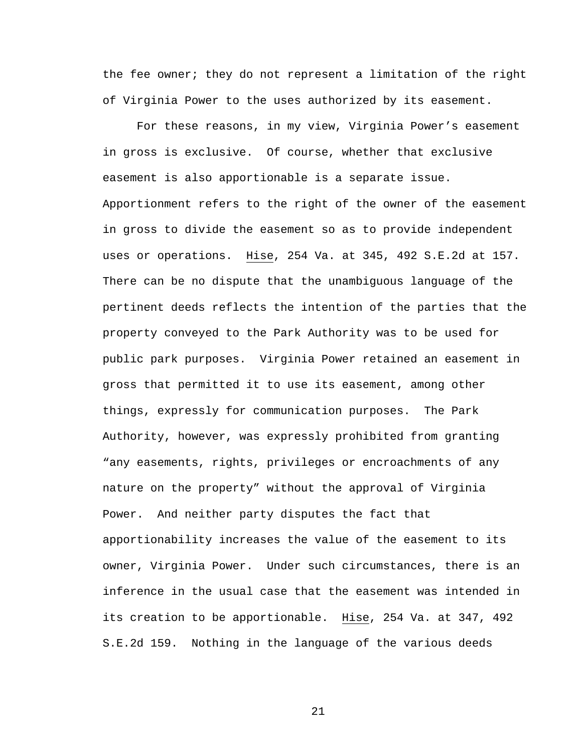the fee owner; they do not represent a limitation of the right of Virginia Power to the uses authorized by its easement.

For these reasons, in my view, Virginia Power's easement in gross is exclusive. Of course, whether that exclusive easement is also apportionable is a separate issue. Apportionment refers to the right of the owner of the easement in gross to divide the easement so as to provide independent uses or operations. Hise, 254 Va. at 345, 492 S.E.2d at 157. There can be no dispute that the unambiguous language of the pertinent deeds reflects the intention of the parties that the property conveyed to the Park Authority was to be used for public park purposes. Virginia Power retained an easement in gross that permitted it to use its easement, among other things, expressly for communication purposes. The Park Authority, however, was expressly prohibited from granting "any easements, rights, privileges or encroachments of any nature on the property" without the approval of Virginia Power. And neither party disputes the fact that apportionability increases the value of the easement to its owner, Virginia Power. Under such circumstances, there is an inference in the usual case that the easement was intended in its creation to be apportionable. Hise, 254 Va. at 347, 492 S.E.2d 159. Nothing in the language of the various deeds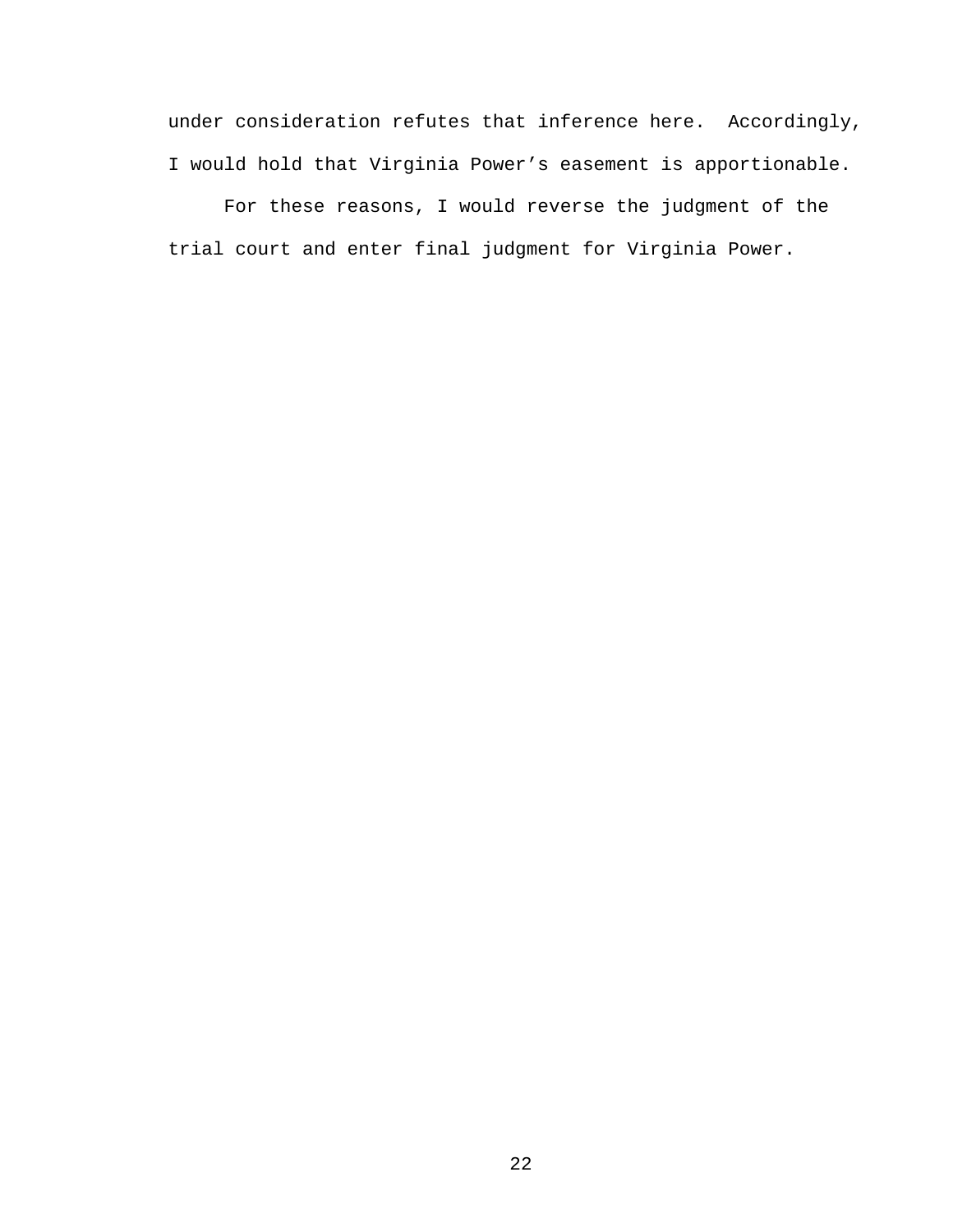under consideration refutes that inference here. Accordingly, I would hold that Virginia Power's easement is apportionable.

For these reasons, I would reverse the judgment of the trial court and enter final judgment for Virginia Power.